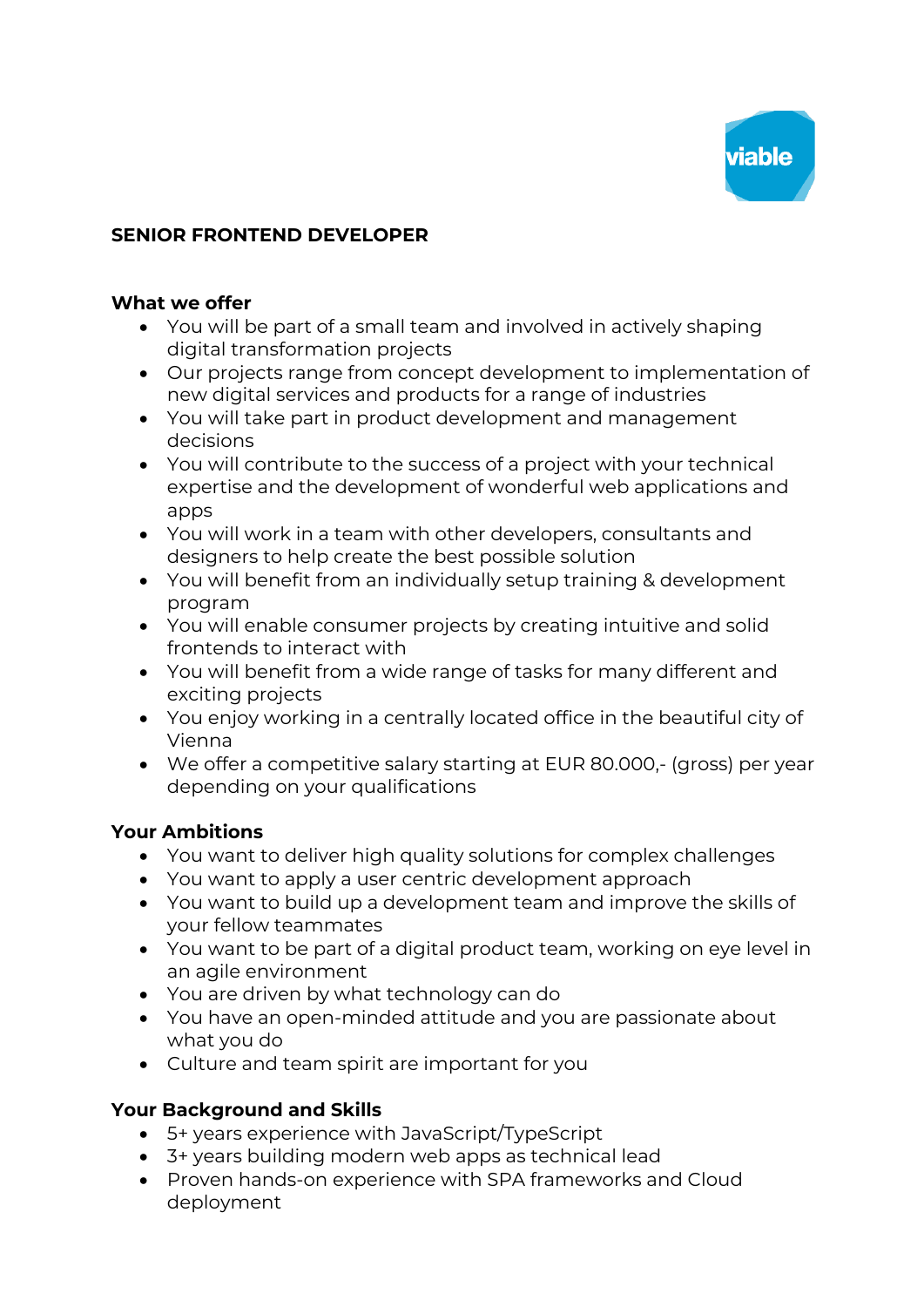# SENIOR FRONTEND DEVELOPER

## What we offer

- You will be part of a small team and involved in actively shaping digital transformation projects
- Our projects range from concept development to implementation of new digital services and products for a range of industries
- You will take part in product development and management decisions
- You will contribute to the success of a project with your technical expertise and the development of wonderful web applications and apps
- You will work in a team with other developers, consultants and designers to help create the best possible solution
- You will benefit from an individually setup training & development program
- You will enable consumer projects by creating intuitive and solid frontends to interact with
- You will benefit from a wide range of tasks for many different and exciting projects
- You enjoy working in a centrally located office in the beautiful city of Vienna
- We offer a competitive salary starting at EUR 80.000,- (gross) per year depending on your qualifications

## Your Ambitions

- You want to deliver high quality solutions for complex challenges
- You want to apply a user centric development approach
- You want to build up a development team and improve the skills of your fellow teammates
- You want to be part of a digital product team, working on eye level in an agile environment
- You are driven by what technology can do
- You have an open-minded attitude and you are passionate about what you do
- Culture and team spirit are important for you

## Your Background and Skills

- 5+ years experience with JavaScript/TypeScript
- 3+ years building modern web apps as technical lead
- Proven hands-on experience with SPA frameworks and Cloud deployment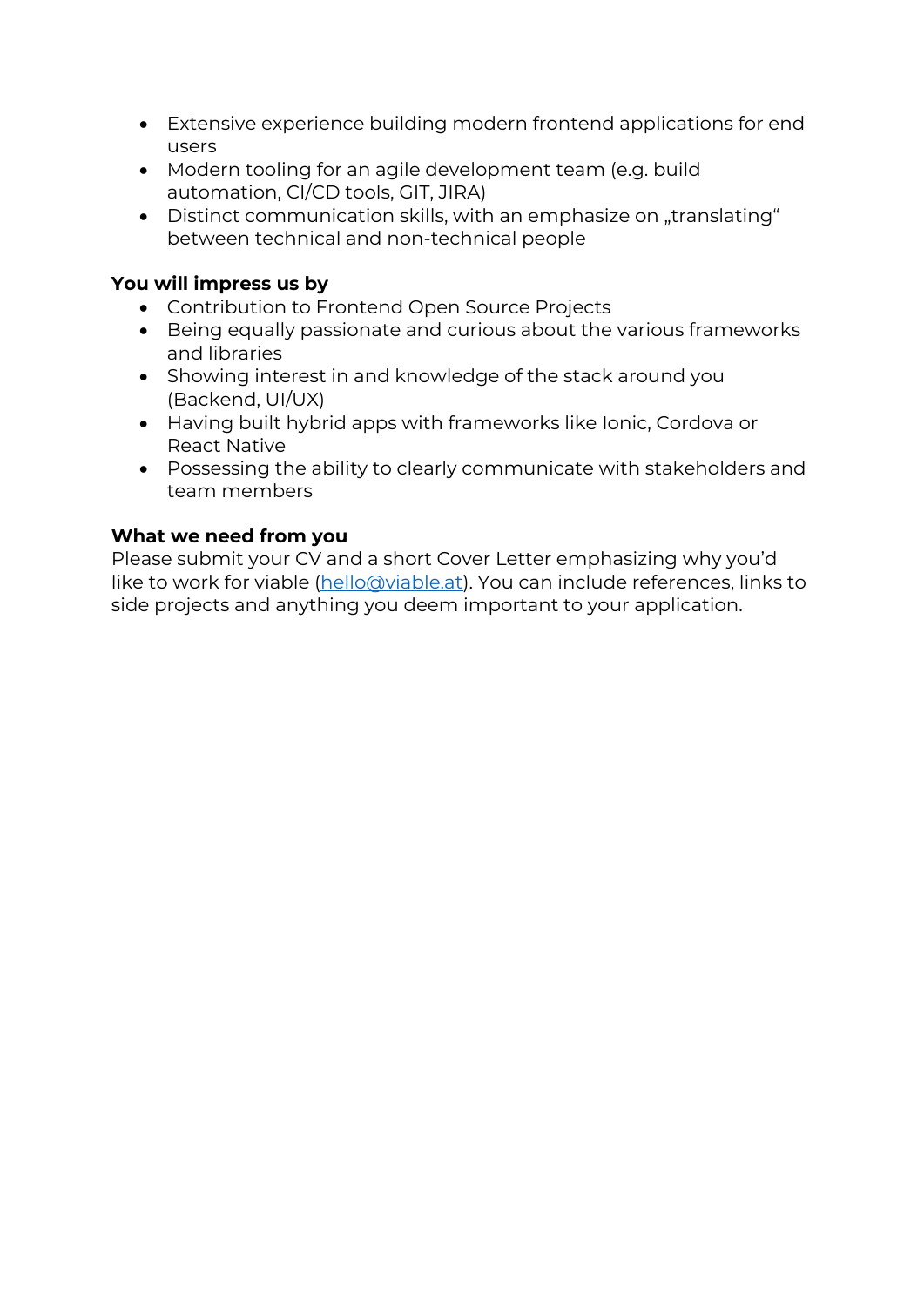- Extensive experience building modern frontend applications for end users
- Modern tooling for an agile development team (e.g. build automation, CI/CD tools, GIT, JIRA)
- Distinct communication skills, with an emphasize on „translating" between technical and non-technical people

**You will impress us by**

- Contribution to Frontend Open Source Projects
- Being equally passionate and curious about the various frameworks and libraries
- Showing interest in and knowledge of the stack around you (Backend, UI/UX)
- Having built hybrid apps with frameworks like Ionic, Cordova or React Native
- Possessing the ability to clearly communicate with stakeholders and team members

**What we need from you**

Please submit your CV and a short Cover Letter emphasizing why you'd like to work for viable (hello@viable.at). You can include references, links to side projects and anything you deem important to your application.